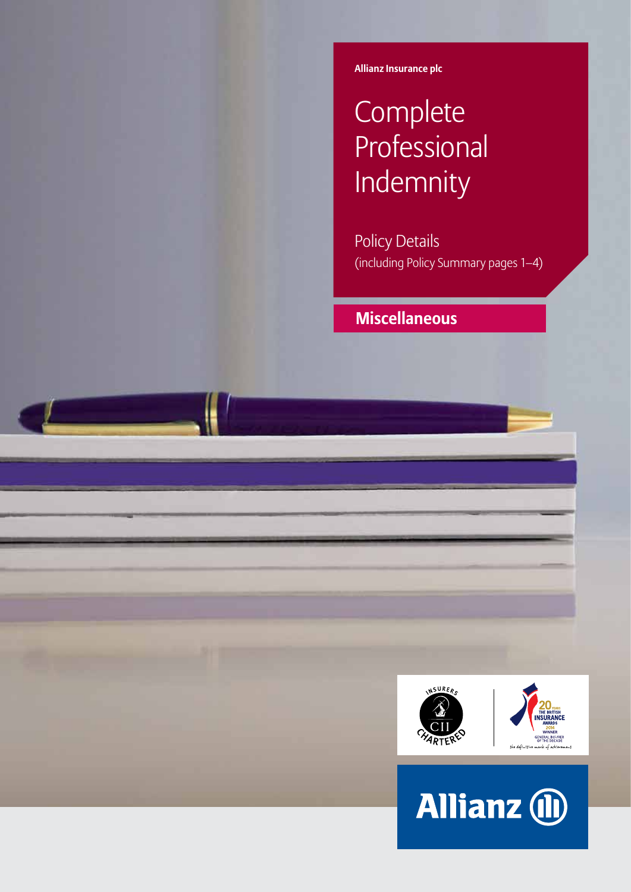**Allianz Insurance plc**

# Complete Professional Indemnity

Policy Details
(including Policy Summary pages 1–4)

## Miscellaneous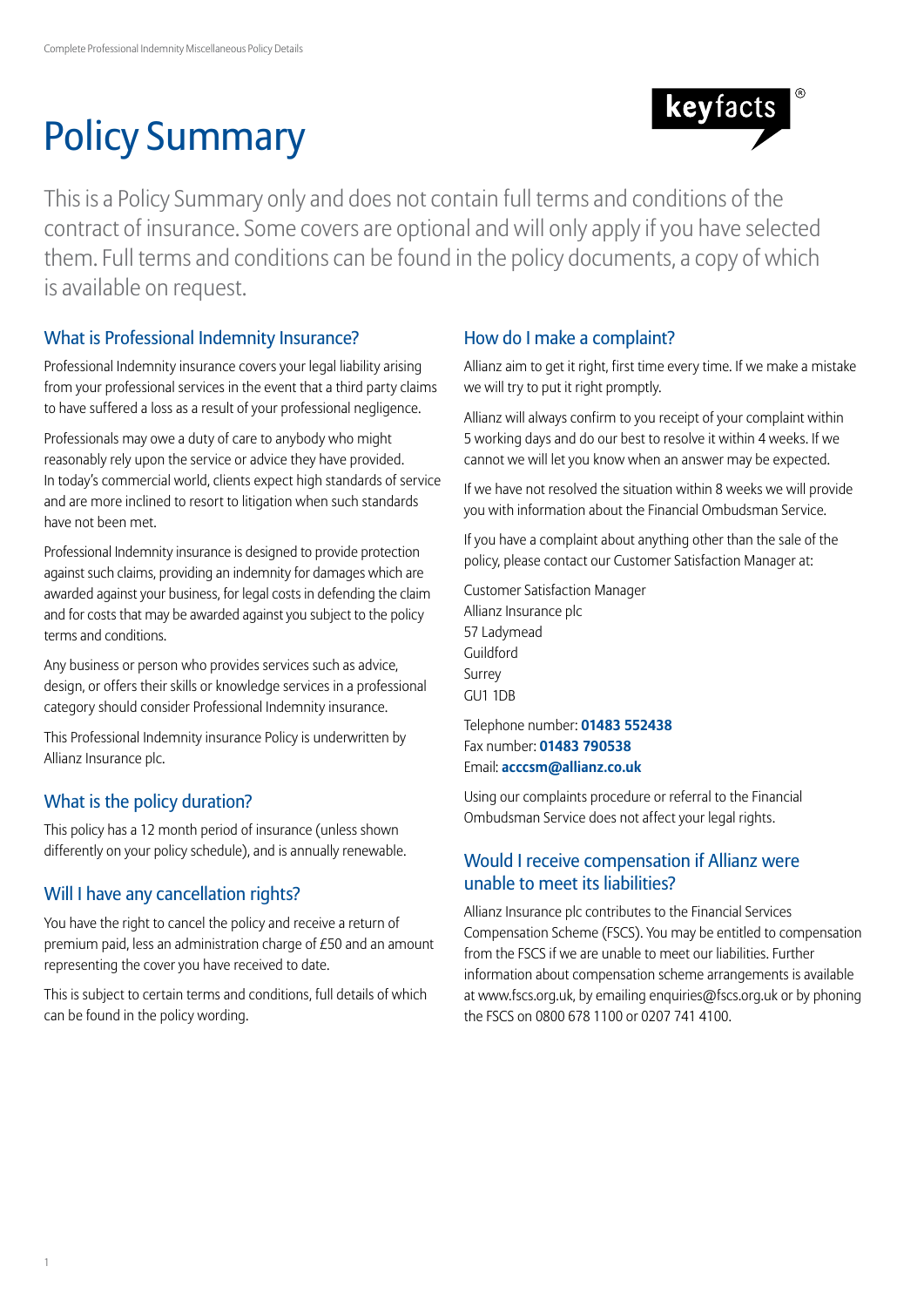# Policy Summary

keyfacts®

This is a Policy Summary only and does not contain full terms and conditions of the contract of insurance. Some covers are optional and will only apply if you have selected them. Full terms and conditions can be found in the policy documents, a copy of which is available on request.

## What is Professional Indemnity Insurance?

Professional Indemnity insurance covers your legal liability arising from your professional services in the event that a third party claims to have suffered a loss as a result of your professional negligence.

Professionals may owe a duty of care to anybody who might reasonably rely upon the service or advice they have provided. In today's commercial world, clients expect high standards of service and are more inclined to resort to litigation when such standards have not been met.

Professional Indemnity insurance is designed to provide protection against such claims, providing an indemnity for damages which are awarded against your business, for legal costs in defending the claim and for costs that may be awarded against you subject to the policy terms and conditions.

Any business or person who provides services such as advice, design, or offers their skills or knowledge services in a professional category should consider Professional Indemnity insurance.

This Professional Indemnity insurance Policy is underwritten by Allianz Insurance plc.

## What is the policy duration?

This policy has a 12 month period of insurance (unless shown differently on your policy schedule), and is annually renewable.

## Will I have any cancellation rights?

You have the right to cancel the policy and receive a return of premium paid, less an administration charge of £50 and an amount representing the cover you have received to date.

This is subject to certain terms and conditions, full details of which can be found in the policy wording.

## How do I make a complaint?

Allianz aim to get it right, first time every time. If we make a mistake we will try to put it right promptly.

Allianz will always confirm to you receipt of your complaint within 5 working days and do our best to resolve it within 4 weeks. If we cannot we will let you know when an answer may be expected.

If we have not resolved the situation within 8 weeks we will provide you with information about the Financial Ombudsman Service.

If you have a complaint about anything other than the sale of the policy, please contact our Customer Satisfaction Manager at:

Customer Satisfaction Manager
Allianz Insurance plc
57 Ladymead
Guildford
Surrey
GU1 1DB

Telephone number: **01483 552438**
Fax number: **01483 790538**
Email: **acccsm@allianz.co.uk**

Using our complaints procedure or referral to the Financial Ombudsman Service does not affect your legal rights.

## Would I receive compensation if Allianz were unable to meet its liabilities?

Allianz Insurance plc contributes to the Financial Services Compensation Scheme (FSCS). You may be entitled to compensation from the FSCS if we are unable to meet our liabilities. Further information about compensation scheme arrangements is available at www.fscs.org.uk, by emailing enquiries@fscs.org.uk or by phoning the FSCS on 0800 678 1100 or 0207 741 4100.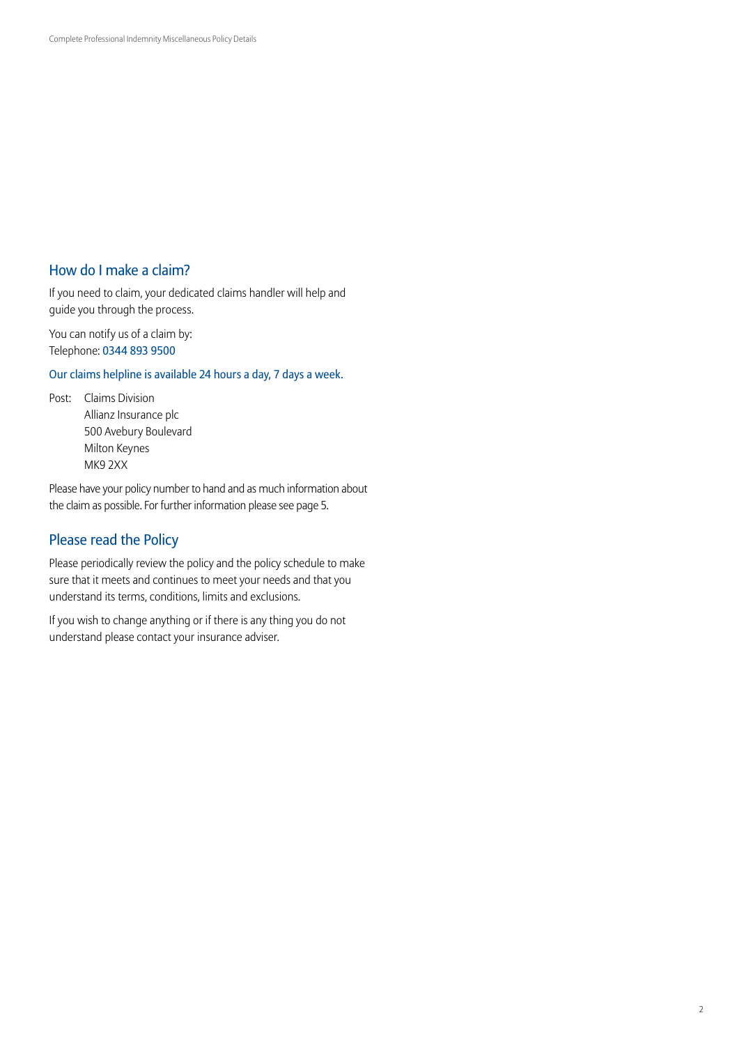## How do I make a claim?

If you need to claim, your dedicated claims handler will help and guide you through the process.

You can notify us of a claim by:
Telephone: 0344 893 9500

Our claims helpline is available 24 hours a day, 7 days a week.

Post: Claims Division
Allianz Insurance plc
500 Avebury Boulevard
Milton Keynes
MK9 2XX

Please have your policy number to hand and as much information about the claim as possible. For further information please see page 5.

## Please read the Policy

Please periodically review the policy and the policy schedule to make sure that it meets and continues to meet your needs and that you understand its terms, conditions, limits and exclusions.

If you wish to change anything or if there is any thing you do not understand please contact your insurance adviser.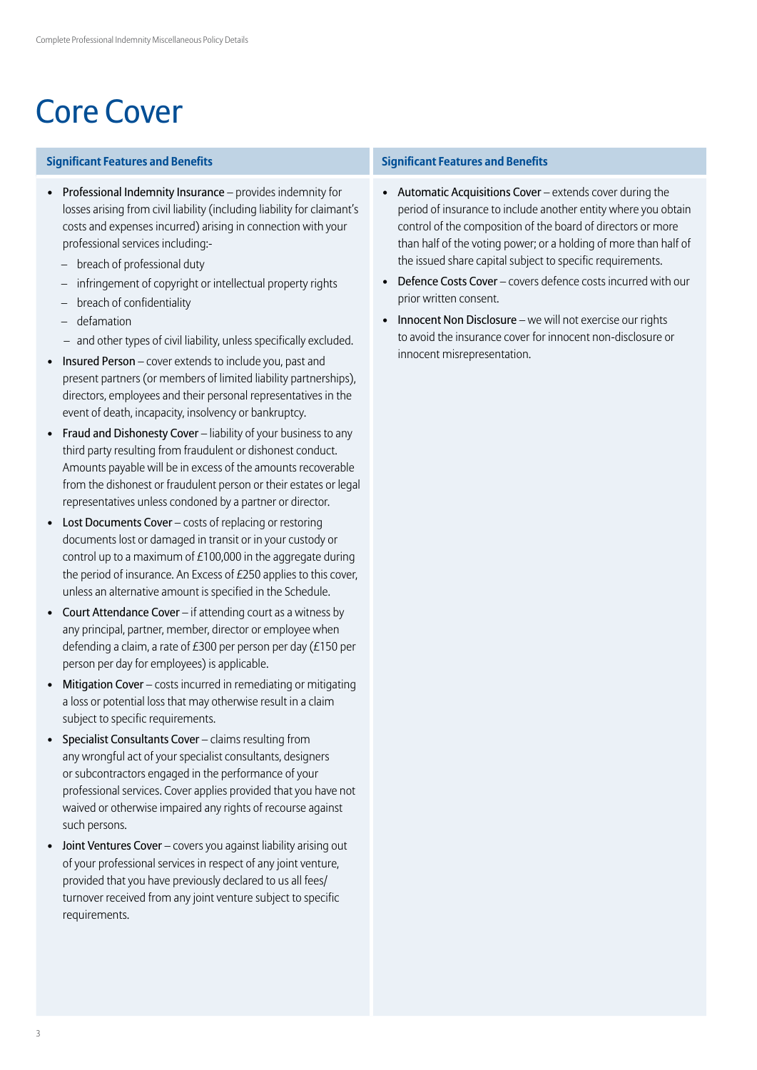# Core Cover

### Significant Features and Benefits

- Professional Indemnity Insurance – provides indemnity for losses arising from civil liability (including liability for claimant's costs and expenses incurred) arising in connection with your professional services including:-
  - breach of professional duty
  - infringement of copyright or intellectual property rights
  - breach of confidentiality
  - defamation
  - and other types of civil liability, unless specifically excluded.
- Insured Person – cover extends to include you, past and present partners (or members of limited liability partnerships), directors, employees and their personal representatives in the event of death, incapacity, insolvency or bankruptcy.
- Fraud and Dishonesty Cover – liability of your business to any third party resulting from fraudulent or dishonest conduct. Amounts payable will be in excess of the amounts recoverable from the dishonest or fraudulent person or their estates or legal representatives unless condoned by a partner or director.
- Lost Documents Cover – costs of replacing or restoring documents lost or damaged in transit or in your custody or control up to a maximum of £100,000 in the aggregate during the period of insurance. An Excess of £250 applies to this cover, unless an alternative amount is specified in the Schedule.
- Court Attendance Cover – if attending court as a witness by any principal, partner, member, director or employee when defending a claim, a rate of £300 per person per day (£150 per person per day for employees) is applicable.
- Mitigation Cover – costs incurred in remediating or mitigating a loss or potential loss that may otherwise result in a claim subject to specific requirements.
- Specialist Consultants Cover – claims resulting from any wrongful act of your specialist consultants, designers or subcontractors engaged in the performance of your professional services. Cover applies provided that you have not waived or otherwise impaired any rights of recourse against such persons.
- Joint Ventures Cover – covers you against liability arising out of your professional services in respect of any joint venture, provided that you have previously declared to us all fees/turnover received from any joint venture subject to specific requirements.

### Significant Features and Benefits

- Automatic Acquisitions Cover – extends cover during the period of insurance to include another entity where you obtain control of the composition of the board of directors or more than half of the voting power; or a holding of more than half of the issued share capital subject to specific requirements.
- Defence Costs Cover – covers defence costs incurred with our prior written consent.
- Innocent Non Disclosure – we will not exercise our rights to avoid the insurance cover for innocent non-disclosure or innocent misrepresentation.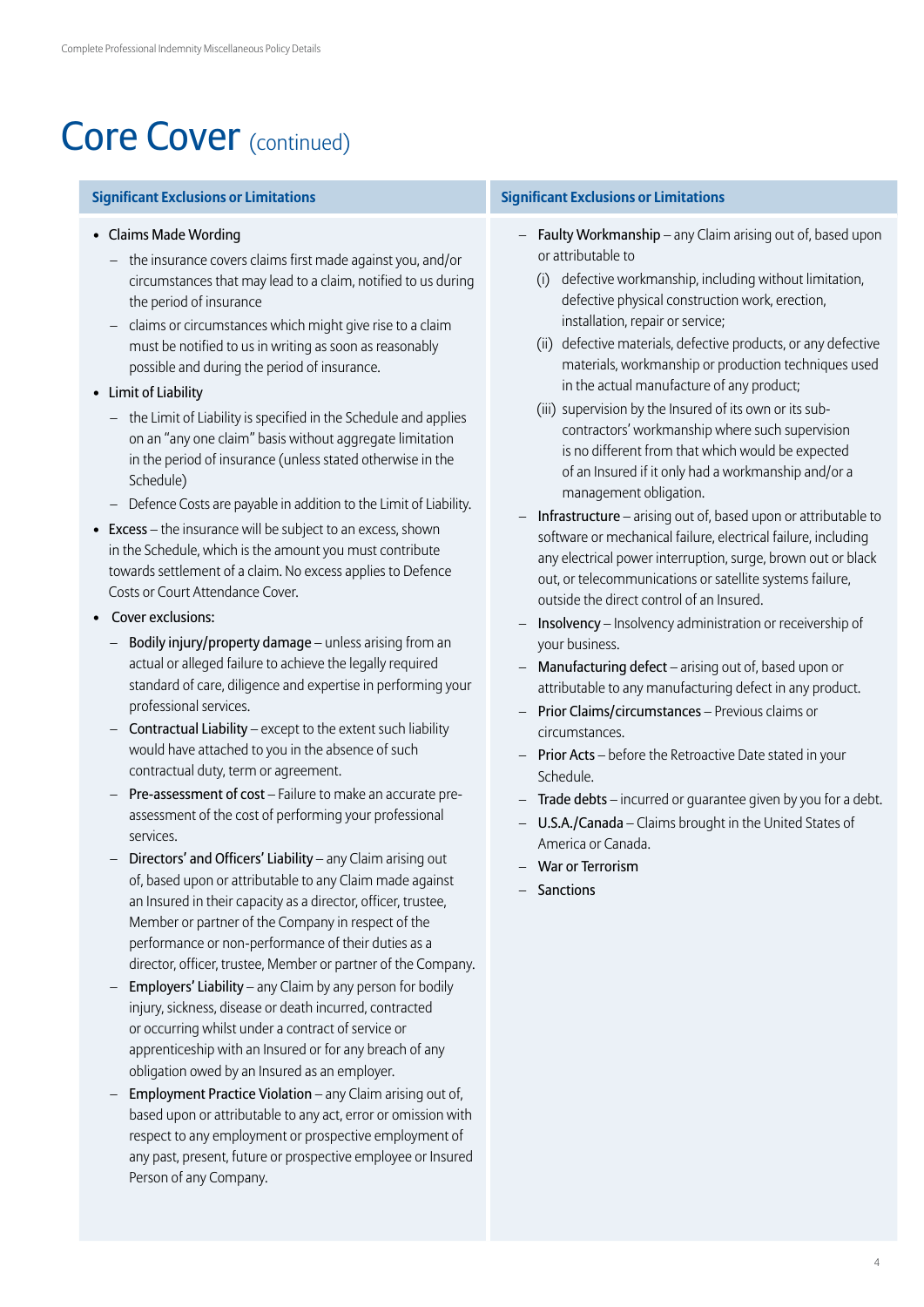# Core Cover (continued)

## Significant Exclusions or Limitations

- Claims Made Wording
  - the insurance covers claims first made against you, and/or circumstances that may lead to a claim, notified to us during the period of insurance
  - claims or circumstances which might give rise to a claim must be notified to us in writing as soon as reasonably possible and during the period of insurance.
- Limit of Liability
  - the Limit of Liability is specified in the Schedule and applies on an "any one claim" basis without aggregate limitation in the period of insurance (unless stated otherwise in the Schedule)
  - Defence Costs are payable in addition to the Limit of Liability.
- Excess – the insurance will be subject to an excess, shown in the Schedule, which is the amount you must contribute towards settlement of a claim. No excess applies to Defence Costs or Court Attendance Cover.
- Cover exclusions:
  - Bodily injury/property damage – unless arising from an actual or alleged failure to achieve the legally required standard of care, diligence and expertise in performing your professional services.
  - Contractual Liability – except to the extent such liability would have attached to you in the absence of such contractual duty, term or agreement.
  - Pre-assessment of cost – Failure to make an accurate pre-assessment of the cost of performing your professional services.
  - Directors' and Officers' Liability – any Claim arising out of, based upon or attributable to any Claim made against an Insured in their capacity as a director, officer, trustee, Member or partner of the Company in respect of the performance or non-performance of their duties as a director, officer, trustee, Member or partner of the Company.
  - Employers' Liability – any Claim by any person for bodily injury, sickness, disease or death incurred, contracted or occurring whilst under a contract of service or apprenticeship with an Insured or for any breach of any obligation owed by an Insured as an employer.
  - Employment Practice Violation – any Claim arising out of, based upon or attributable to any act, error or omission with respect to any employment or prospective employment of any past, present, future or prospective employee or Insured Person of any Company.
  - Faulty Workmanship – any Claim arising out of, based upon or attributable to
    - (i) defective workmanship, including without limitation, defective physical construction work, erection, installation, repair or service;
    - (ii) defective materials, defective products, or any defective materials, workmanship or production techniques used in the actual manufacture of any product;
    - (iii) supervision by the Insured of its own or its sub-contractors' workmanship where such supervision is no different from that which would be expected of an Insured if it only had a workmanship and/or a management obligation.
  - Infrastructure – arising out of, based upon or attributable to software or mechanical failure, electrical failure, including any electrical power interruption, surge, brown out or black out, or telecommunications or satellite systems failure, outside the direct control of an Insured.
  - Insolvency – Insolvency administration or receivership of your business.
  - Manufacturing defect – arising out of, based upon or attributable to any manufacturing defect in any product.
  - Prior Claims/circumstances – Previous claims or circumstances.
  - Prior Acts – before the Retroactive Date stated in your Schedule.
  - Trade debts – incurred or guarantee given by you for a debt.
  - U.S.A./Canada – Claims brought in the United States of America or Canada.
  - War or Terrorism
  - Sanctions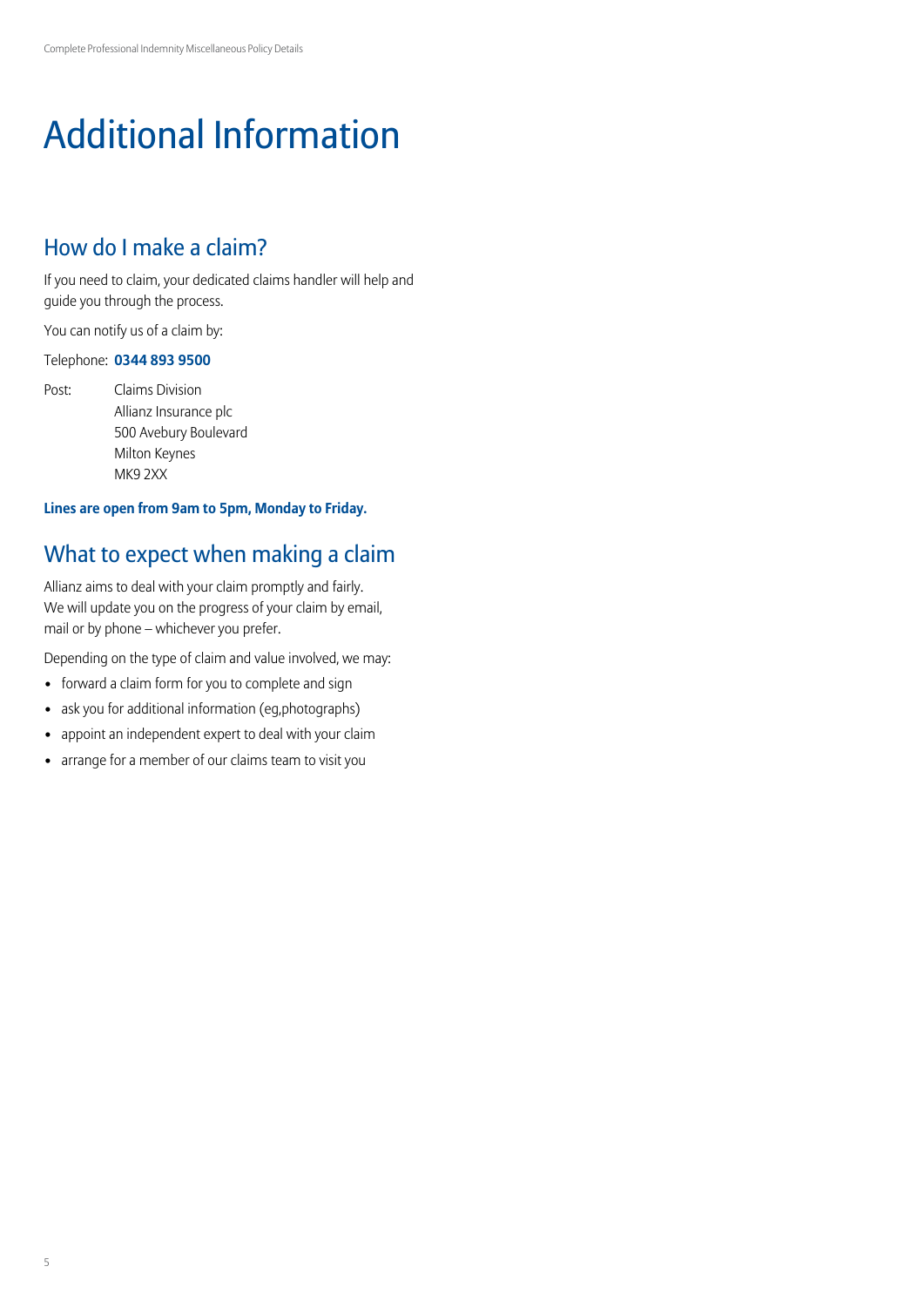# Additional Information

## How do I make a claim?

If you need to claim, your dedicated claims handler will help and guide you through the process.

You can notify us of a claim by:

Telephone: **0344 893 9500**

Post: Claims Division
Allianz Insurance plc
500 Avebury Boulevard
Milton Keynes
MK9 2XX

**Lines are open from 9am to 5pm, Monday to Friday.**

## What to expect when making a claim

Allianz aims to deal with your claim promptly and fairly. We will update you on the progress of your claim by email, mail or by phone – whichever you prefer.

Depending on the type of claim and value involved, we may:

- forward a claim form for you to complete and sign
- ask you for additional information (eg,photographs)
- appoint an independent expert to deal with your claim
- arrange for a member of our claims team to visit you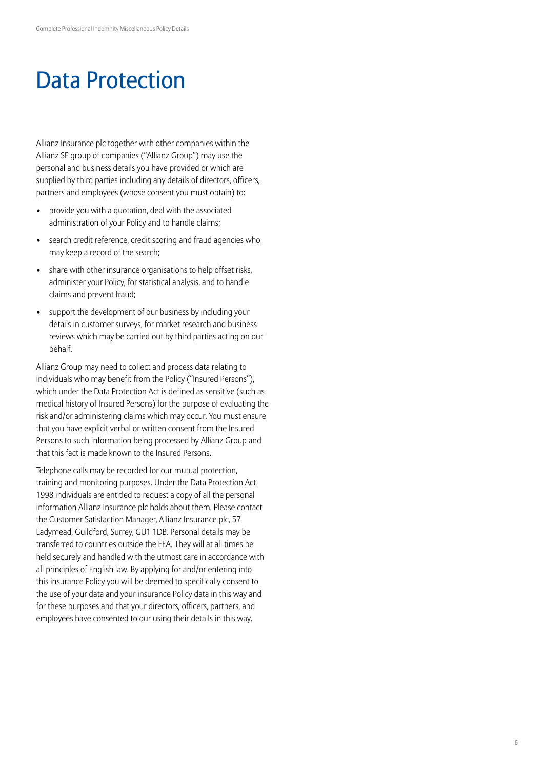# Data Protection

Allianz Insurance plc together with other companies within the Allianz SE group of companies ("Allianz Group") may use the personal and business details you have provided or which are supplied by third parties including any details of directors, officers, partners and employees (whose consent you must obtain) to:

- provide you with a quotation, deal with the associated administration of your Policy and to handle claims;
- search credit reference, credit scoring and fraud agencies who may keep a record of the search;
- share with other insurance organisations to help offset risks, administer your Policy, for statistical analysis, and to handle claims and prevent fraud;
- support the development of our business by including your details in customer surveys, for market research and business reviews which may be carried out by third parties acting on our behalf.

Allianz Group may need to collect and process data relating to individuals who may benefit from the Policy ("Insured Persons"), which under the Data Protection Act is defined as sensitive (such as medical history of Insured Persons) for the purpose of evaluating the risk and/or administering claims which may occur. You must ensure that you have explicit verbal or written consent from the Insured Persons to such information being processed by Allianz Group and that this fact is made known to the Insured Persons.

Telephone calls may be recorded for our mutual protection, training and monitoring purposes. Under the Data Protection Act 1998 individuals are entitled to request a copy of all the personal information Allianz Insurance plc holds about them. Please contact the Customer Satisfaction Manager, Allianz Insurance plc, 57 Ladymead, Guildford, Surrey, GU1 1DB. Personal details may be transferred to countries outside the EEA. They will at all times be held securely and handled with the utmost care in accordance with all principles of English law. By applying for and/or entering into this insurance Policy you will be deemed to specifically consent to the use of your data and your insurance Policy data in this way and for these purposes and that your directors, officers, partners, and employees have consented to our using their details in this way.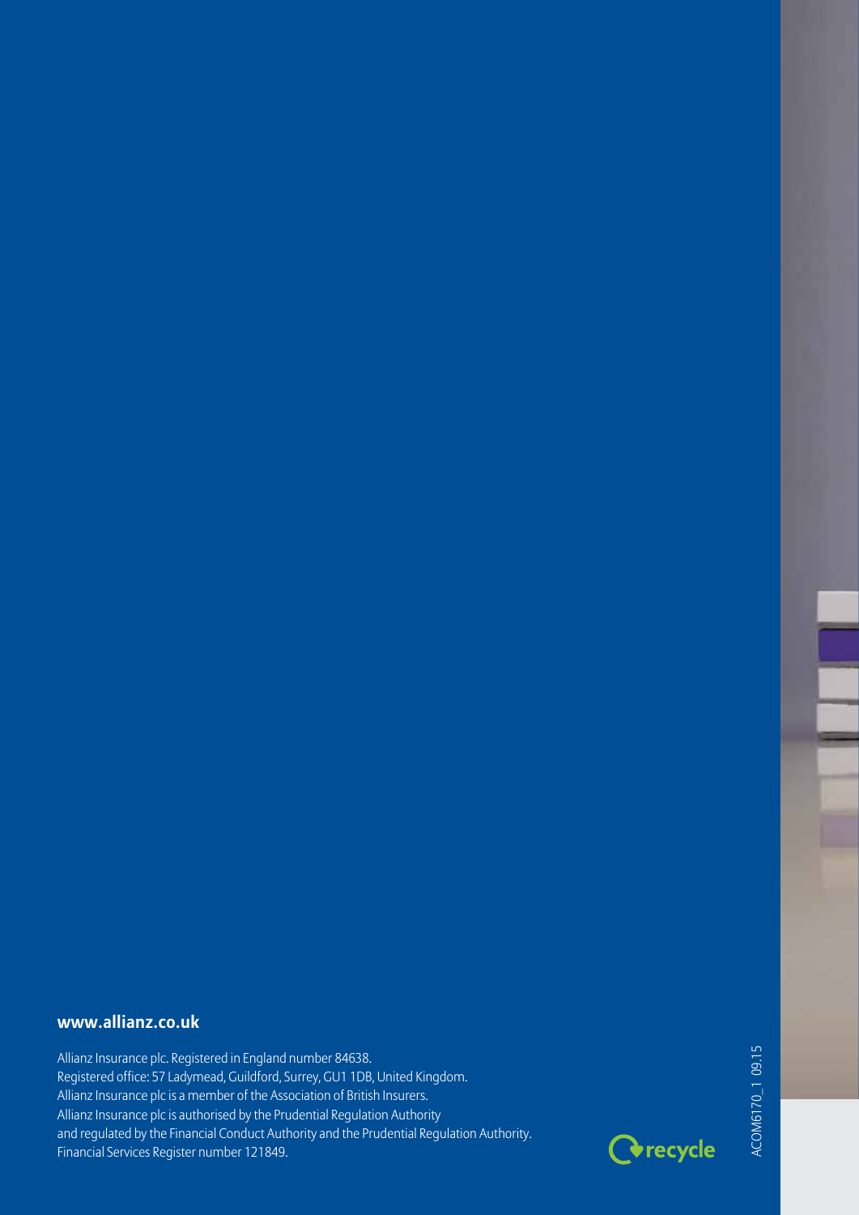**www.allianz.co.uk**

Allianz Insurance plc. Registered in England number 84638.
Registered office: 57 Ladymead, Guildford, Surrey, GU1 1DB, United Kingdom.
Allianz Insurance plc is a member of the Association of British Insurers.
Allianz Insurance plc is authorised by the Prudential Regulation Authority
and regulated by the Financial Conduct Authority and the Prudential Regulation Authority.
Financial Services Register number 121849.

recycle

ACOM6170_1 09.15